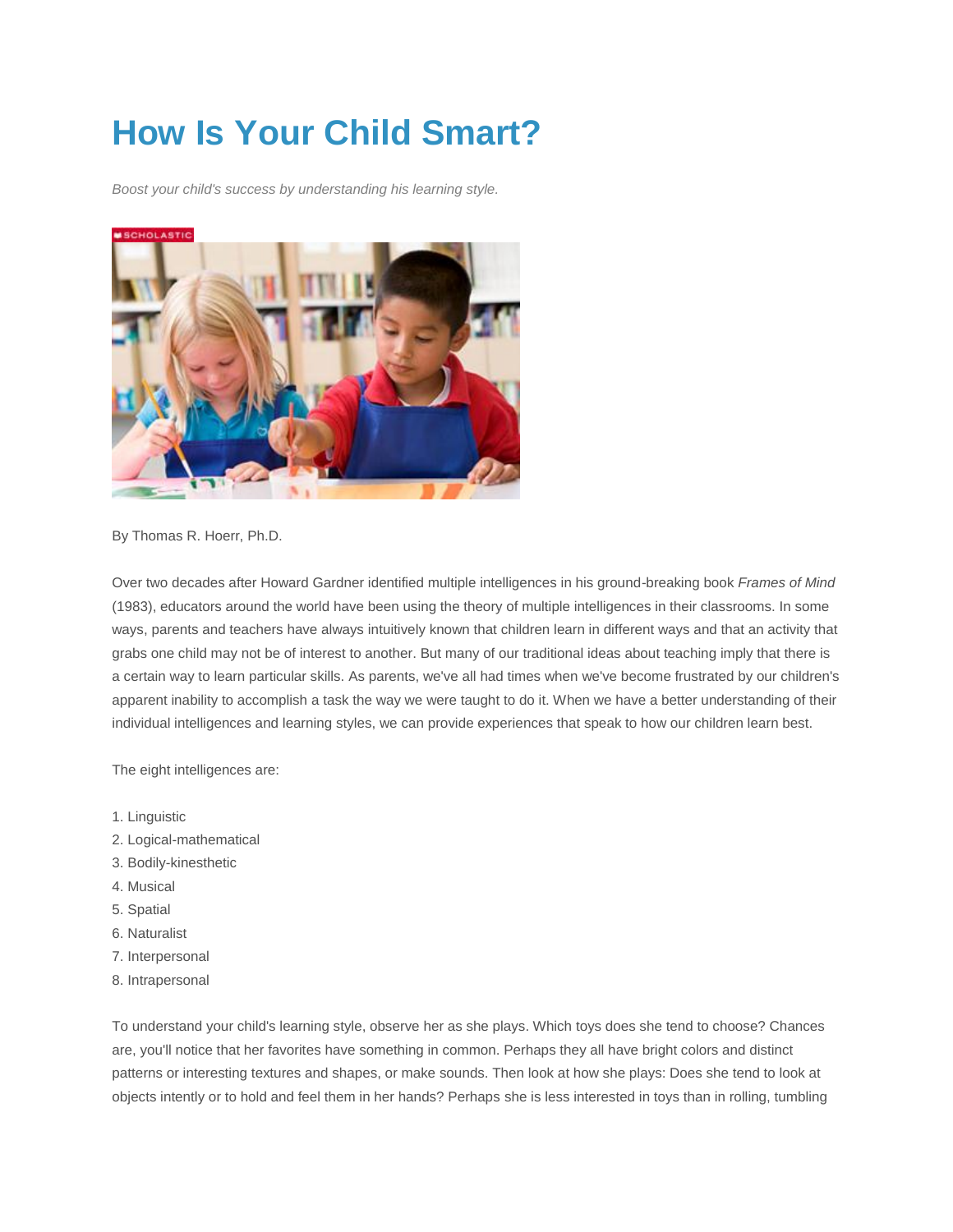# How Is Your Child Smart?

*Boost your child's success by understanding his learning style.*

By Thomas R. Hoerr, Ph.D.

Over two decades after Howard Gardner identified multiple intelligences in his ground-breaking book *Frames of Mind* (1983), educators around the world have been using the theory of multiple intelligences in their classrooms. In some ways, parents and teachers have always intuitively known that children learn in different ways and that an activity that grabs one child may not be of interest to another. But many of our traditional ideas about teaching imply that there is a certain way to learn particular skills. As parents, we've all had times when we've become frustrated by our children's apparent inability to accomplish a task the way we were taught to do it. When we have a better understanding of their individual intelligences and learning styles, we can provide experiences that speak to how our children learn best.

The eight intelligences are:

1. Linguistic
2. Logical-mathematical
3. Bodily-kinesthetic
4. Musical
5. Spatial
6. Naturalist
7. Interpersonal
8. Intrapersonal

To understand your child's learning style, observe her as she plays. Which toys does she tend to choose? Chances are, you'll notice that her favorites have something in common. Perhaps they all have bright colors and distinct patterns or interesting textures and shapes, or make sounds. Then look at how she plays: Does she tend to look at objects intently or to hold and feel them in her hands? Perhaps she is less interested in toys than in rolling, tumbling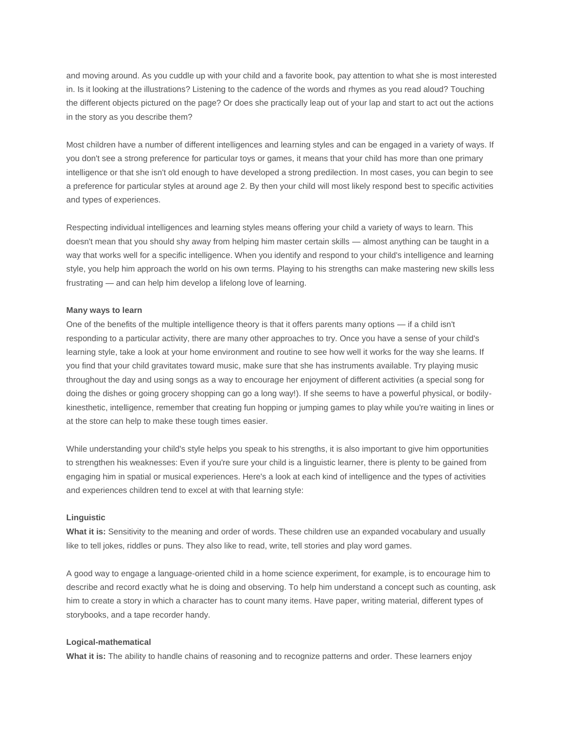and moving around. As you cuddle up with your child and a favorite book, pay attention to what she is most interested in. Is it looking at the illustrations? Listening to the cadence of the words and rhymes as you read aloud? Touching the different objects pictured on the page? Or does she practically leap out of your lap and start to act out the actions in the story as you describe them?

Most children have a number of different intelligences and learning styles and can be engaged in a variety of ways. If you don't see a strong preference for particular toys or games, it means that your child has more than one primary intelligence or that she isn't old enough to have developed a strong predilection. In most cases, you can begin to see a preference for particular styles at around age 2. By then your child will most likely respond best to specific activities and types of experiences.

Respecting individual intelligences and learning styles means offering your child a variety of ways to learn. This doesn't mean that you should shy away from helping him master certain skills — almost anything can be taught in a way that works well for a specific intelligence. When you identify and respond to your child's intelligence and learning style, you help him approach the world on his own terms. Playing to his strengths can make mastering new skills less frustrating — and can help him develop a lifelong love of learning.

**Many ways to learn**

One of the benefits of the multiple intelligence theory is that it offers parents many options — if a child isn't responding to a particular activity, there are many other approaches to try. Once you have a sense of your child's learning style, take a look at your home environment and routine to see how well it works for the way she learns. If you find that your child gravitates toward music, make sure that she has instruments available. Try playing music throughout the day and using songs as a way to encourage her enjoyment of different activities (a special song for doing the dishes or going grocery shopping can go a long way!). If she seems to have a powerful physical, or bodily-kinesthetic, intelligence, remember that creating fun hopping or jumping games to play while you're waiting in lines or at the store can help to make these tough times easier.

While understanding your child's style helps you speak to his strengths, it is also important to give him opportunities to strengthen his weaknesses: Even if you're sure your child is a linguistic learner, there is plenty to be gained from engaging him in spatial or musical experiences. Here's a look at each kind of intelligence and the types of activities and experiences children tend to excel at with that learning style:

**Linguistic**

**What it is:** Sensitivity to the meaning and order of words. These children use an expanded vocabulary and usually like to tell jokes, riddles or puns. They also like to read, write, tell stories and play word games.

A good way to engage a language-oriented child in a home science experiment, for example, is to encourage him to describe and record exactly what he is doing and observing. To help him understand a concept such as counting, ask him to create a story in which a character has to count many items. Have paper, writing material, different types of storybooks, and a tape recorder handy.

**Logical-mathematical**

**What it is:** The ability to handle chains of reasoning and to recognize patterns and order. These learners enjoy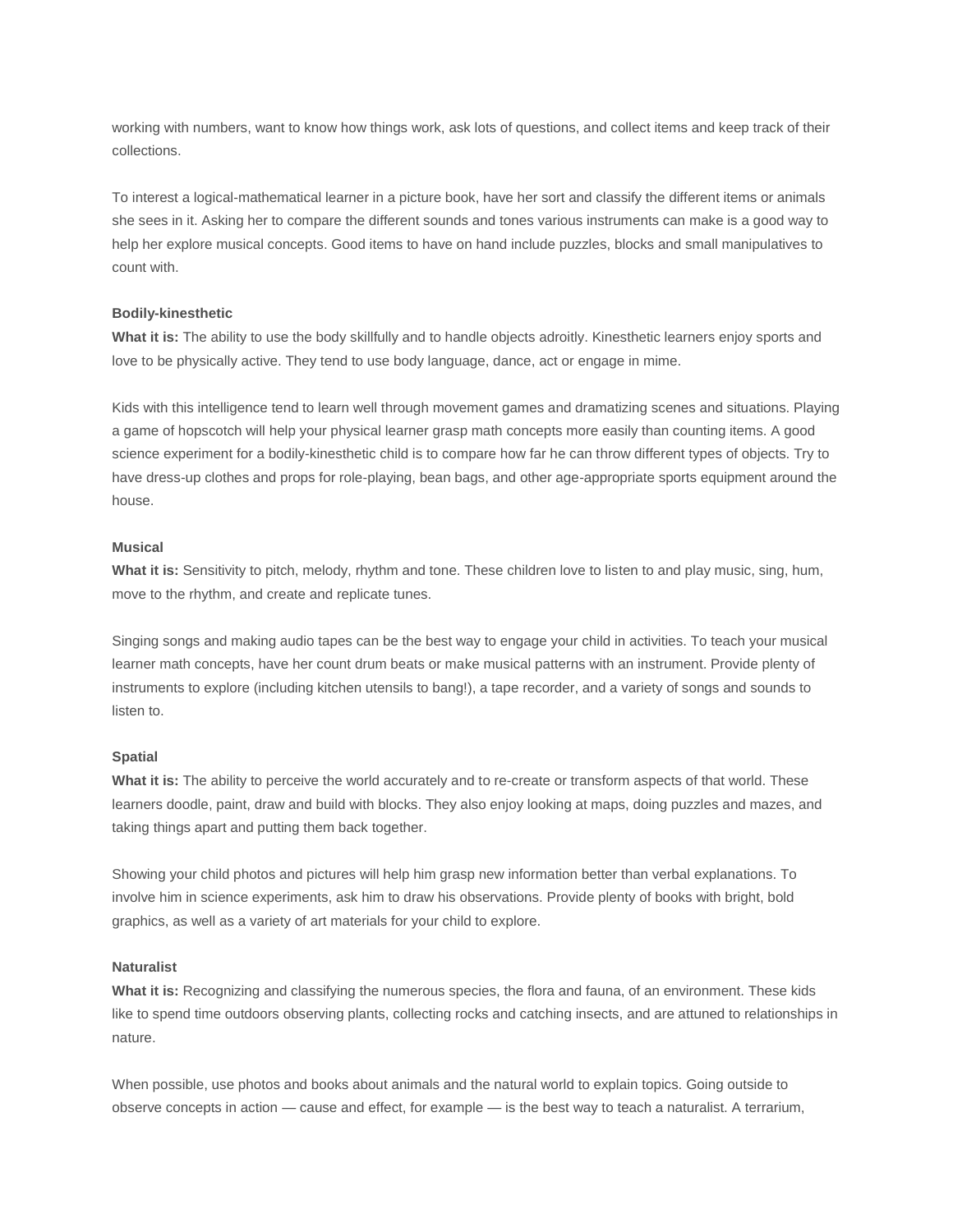working with numbers, want to know how things work, ask lots of questions, and collect items and keep track of their collections.

To interest a logical-mathematical learner in a picture book, have her sort and classify the different items or animals she sees in it. Asking her to compare the different sounds and tones various instruments can make is a good way to help her explore musical concepts. Good items to have on hand include puzzles, blocks and small manipulatives to count with.

**Bodily-kinesthetic**

**What it is:** The ability to use the body skillfully and to handle objects adroitly. Kinesthetic learners enjoy sports and love to be physically active. They tend to use body language, dance, act or engage in mime.

Kids with this intelligence tend to learn well through movement games and dramatizing scenes and situations. Playing a game of hopscotch will help your physical learner grasp math concepts more easily than counting items. A good science experiment for a bodily-kinesthetic child is to compare how far he can throw different types of objects. Try to have dress-up clothes and props for role-playing, bean bags, and other age-appropriate sports equipment around the house.

**Musical**

**What it is:** Sensitivity to pitch, melody, rhythm and tone. These children love to listen to and play music, sing, hum, move to the rhythm, and create and replicate tunes.

Singing songs and making audio tapes can be the best way to engage your child in activities. To teach your musical learner math concepts, have her count drum beats or make musical patterns with an instrument. Provide plenty of instruments to explore (including kitchen utensils to bang!), a tape recorder, and a variety of songs and sounds to listen to.

**Spatial**

**What it is:** The ability to perceive the world accurately and to re-create or transform aspects of that world. These learners doodle, paint, draw and build with blocks. They also enjoy looking at maps, doing puzzles and mazes, and taking things apart and putting them back together.

Showing your child photos and pictures will help him grasp new information better than verbal explanations. To involve him in science experiments, ask him to draw his observations. Provide plenty of books with bright, bold graphics, as well as a variety of art materials for your child to explore.

**Naturalist**

**What it is:** Recognizing and classifying the numerous species, the flora and fauna, of an environment. These kids like to spend time outdoors observing plants, collecting rocks and catching insects, and are attuned to relationships in nature.

When possible, use photos and books about animals and the natural world to explain topics. Going outside to observe concepts in action — cause and effect, for example — is the best way to teach a naturalist. A terrarium,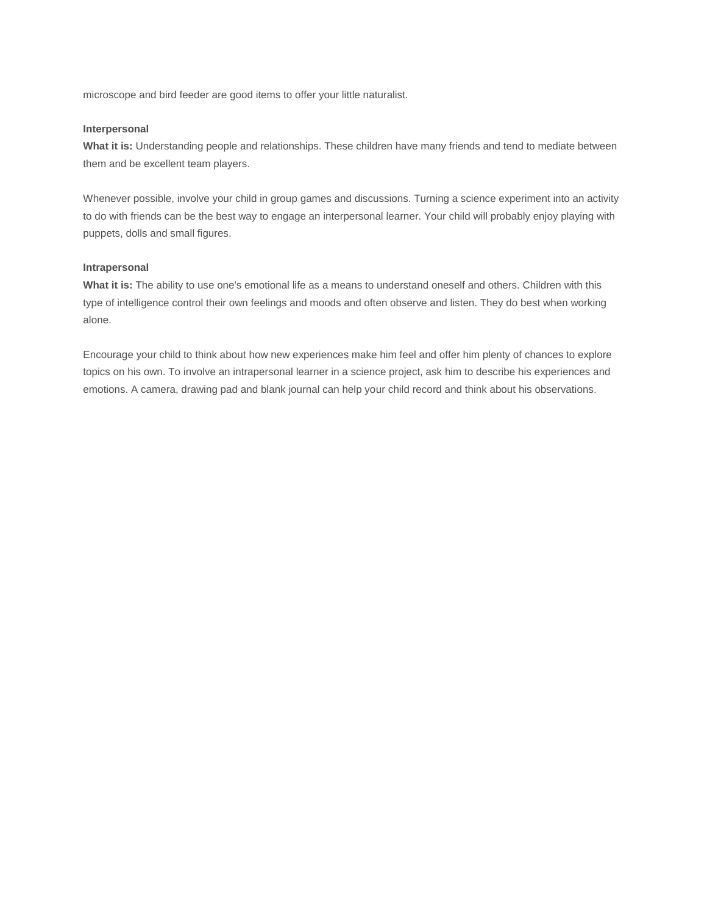microscope and bird feeder are good items to offer your little naturalist.

**Interpersonal**

**What it is:** Understanding people and relationships. These children have many friends and tend to mediate between them and be excellent team players.

Whenever possible, involve your child in group games and discussions. Turning a science experiment into an activity to do with friends can be the best way to engage an interpersonal learner. Your child will probably enjoy playing with puppets, dolls and small figures.

**Intrapersonal**

**What it is:** The ability to use one's emotional life as a means to understand oneself and others. Children with this type of intelligence control their own feelings and moods and often observe and listen. They do best when working alone.

Encourage your child to think about how new experiences make him feel and offer him plenty of chances to explore topics on his own. To involve an intrapersonal learner in a science project, ask him to describe his experiences and emotions. A camera, drawing pad and blank journal can help your child record and think about his observations.